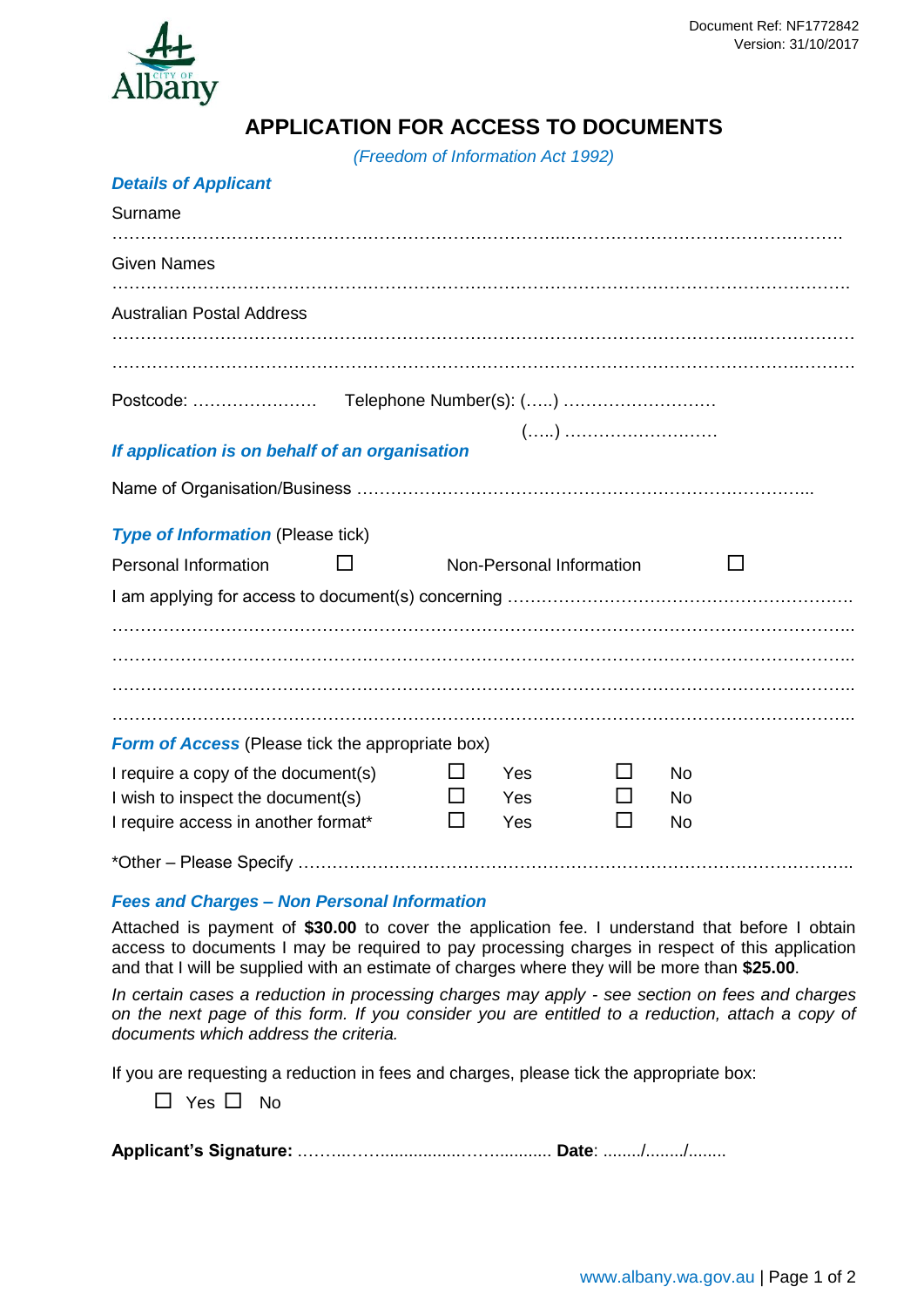Document Ref: NF1772842
Version: 31/10/2017

# APPLICATION FOR ACCESS TO DOCUMENTS

*(Freedom of Information Act 1992)*

### *Details of Applicant*

Surname

……………………………………………………………………………………………………………………

Given Names

……………………………………………………………………………………………………………………

Australian Postal Address

……………………………………………………………………………………………………………………

……………………………………………………………………………………………………………………

Postcode: …………………  Telephone Number(s): (…..) ………………………

(…..) ………………………

### *If application is on behalf of an organisation*

Name of Organisation/Business ……………………………………………………………………...

### *Type of Information* (Please tick)

Personal Information ☐  Non-Personal Information ☐

I am applying for access to document(s) concerning ……………………………………………………

……………………………………………………………………………………………………………………

……………………………………………………………………………………………………………………

……………………………………………………………………………………………………………………

……………………………………………………………………………………………………………………

### *Form of Access* (Please tick the appropriate box)

| | | | | |
|---|---|---|---|---|
| I require a copy of the document(s) | ☐ | Yes | ☐ | No |
| I wish to inspect the document(s) | ☐ | Yes | ☐ | No |
| I require access in another format* | ☐ | Yes | ☐ | No |

*Other – Please Specify ……………………………………………………………………………………..

### *Fees and Charges – Non Personal Information*

Attached is payment of **$30.00** to cover the application fee. I understand that before I obtain access to documents I may be required to pay processing charges in respect of this application and that I will be supplied with an estimate of charges where they will be more than **$25.00**.

*In certain cases a reduction in processing charges may apply - see section on fees and charges on the next page of this form. If you consider you are entitled to a reduction, attach a copy of documents which address the criteria.*

If you are requesting a reduction in fees and charges, please tick the appropriate box:

☐ Yes ☐ No

**Applicant's Signature:** ………..……..................…….......... **Date**: ......../......../........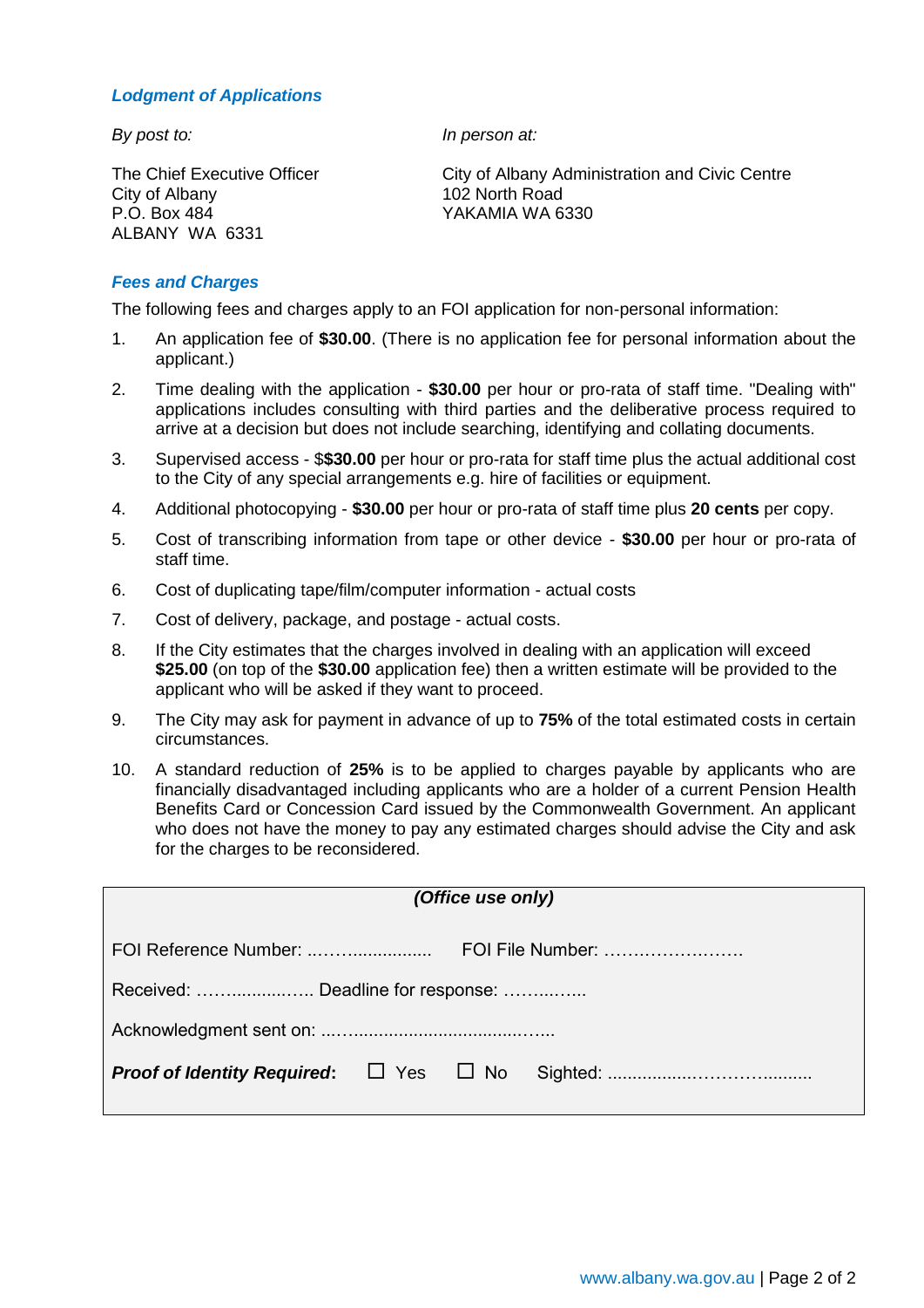### *Lodgment of Applications*

*By post to:*

The Chief Executive Officer
City of Albany
P.O. Box 484
ALBANY WA 6331

*In person at:*

City of Albany Administration and Civic Centre
102 North Road
YAKAMIA WA 6330

### *Fees and Charges*

The following fees and charges apply to an FOI application for non-personal information:

1. An application fee of **$30.00**. (There is no application fee for personal information about the applicant.)
2. Time dealing with the application - **$30.00** per hour or pro-rata of staff time. "Dealing with" applications includes consulting with third parties and the deliberative process required to arrive at a decision but does not include searching, identifying and collating documents.
3. Supervised access - $**$30.00** per hour or pro-rata for staff time plus the actual additional cost to the City of any special arrangements e.g. hire of facilities or equipment.
4. Additional photocopying - **$30.00** per hour or pro-rata of staff time plus **20 cents** per copy.
5. Cost of transcribing information from tape or other device - **$30.00** per hour or pro-rata of staff time.
6. Cost of duplicating tape/film/computer information - actual costs
7. Cost of delivery, package, and postage - actual costs.
8. If the City estimates that the charges involved in dealing with an application will exceed **$25.00** (on top of the **$30.00** application fee) then a written estimate will be provided to the applicant who will be asked if they want to proceed.
9. The City may ask for payment in advance of up to **75%** of the total estimated costs in certain circumstances.
10. A standard reduction of **25%** is to be applied to charges payable by applicants who are financially disadvantaged including applicants who are a holder of a current Pension Health Benefits Card or Concession Card issued by the Commonwealth Government. An applicant who does not have the money to pay any estimated charges should advise the City and ask for the charges to be reconsidered.

***(Office use only)***

FOI Reference Number: ........................ FOI File Number: ........................

Received: .................... Deadline for response: ..............

Acknowledgment sent on: ..................................................

***Proof of Identity Required*:** ☐ Yes ☐ No Sighted: ..........................................